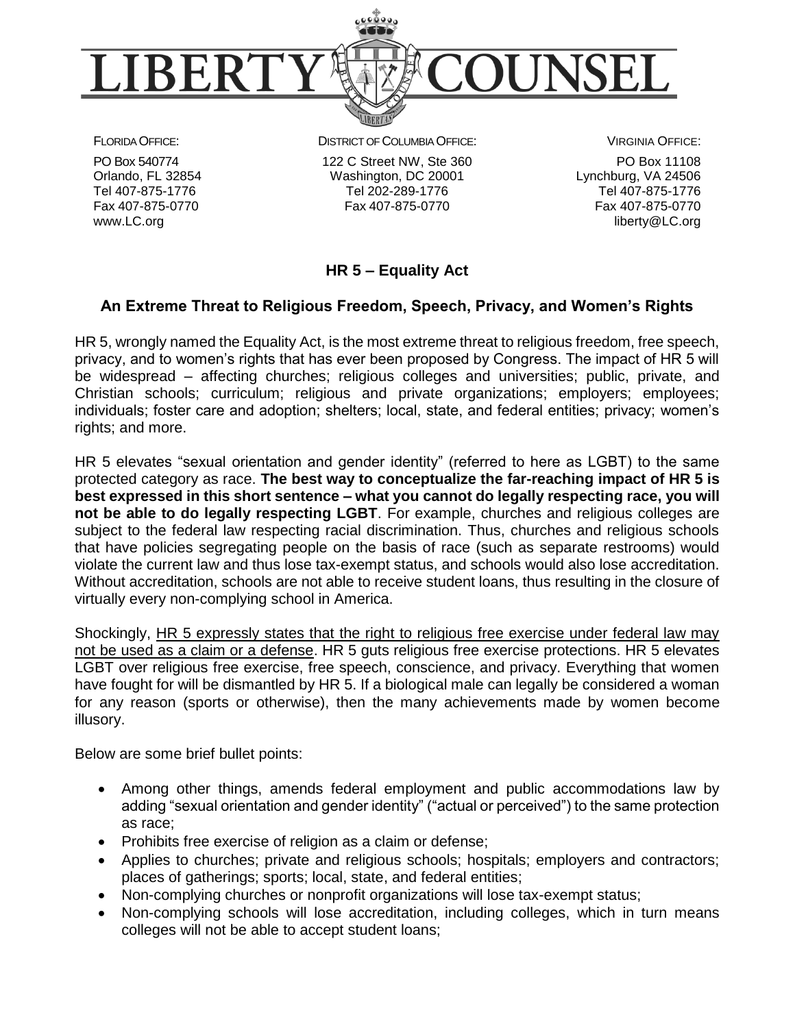# LIBERTY COUNSEL

FLORIDA OFFICE:
PO Box 540774
Orlando, FL 32854
Tel 407-875-1776
Fax 407-875-0770
www.LC.org

DISTRICT OF COLUMBIA OFFICE:
122 C Street NW, Ste 360
Washington, DC 20001
Tel 202-289-1776
Fax 407-875-0770

VIRGINIA OFFICE:
PO Box 11108
Lynchburg, VA 24506
Tel 407-875-1776
Fax 407-875-0770
liberty@LC.org

## HR 5 – Equality Act

### An Extreme Threat to Religious Freedom, Speech, Privacy, and Women's Rights

HR 5, wrongly named the Equality Act, is the most extreme threat to religious freedom, free speech, privacy, and to women's rights that has ever been proposed by Congress. The impact of HR 5 will be widespread – affecting churches; religious colleges and universities; public, private, and Christian schools; curriculum; religious and private organizations; employers; employees; individuals; foster care and adoption; shelters; local, state, and federal entities; privacy; women's rights; and more.

HR 5 elevates "sexual orientation and gender identity" (referred to here as LGBT) to the same protected category as race. **The best way to conceptualize the far-reaching impact of HR 5 is best expressed in this short sentence – what you cannot do legally respecting race, you will not be able to do legally respecting LGBT**. For example, churches and religious colleges are subject to the federal law respecting racial discrimination. Thus, churches and religious schools that have policies segregating people on the basis of race (such as separate restrooms) would violate the current law and thus lose tax-exempt status, and schools would also lose accreditation. Without accreditation, schools are not able to receive student loans, thus resulting in the closure of virtually every non-complying school in America.

Shockingly, <u>HR 5 expressly states that the right to religious free exercise under federal law may not be used as a claim or a defense</u>. HR 5 guts religious free exercise protections. HR 5 elevates LGBT over religious free exercise, free speech, conscience, and privacy. Everything that women have fought for will be dismantled by HR 5. If a biological male can legally be considered a woman for any reason (sports or otherwise), then the many achievements made by women become illusory.

Below are some brief bullet points:

- Among other things, amends federal employment and public accommodations law by adding "sexual orientation and gender identity" ("actual or perceived") to the same protection as race;
- Prohibits free exercise of religion as a claim or defense;
- Applies to churches; private and religious schools; hospitals; employers and contractors; places of gatherings; sports; local, state, and federal entities;
- Non-complying churches or nonprofit organizations will lose tax-exempt status;
- Non-complying schools will lose accreditation, including colleges, which in turn means colleges will not be able to accept student loans;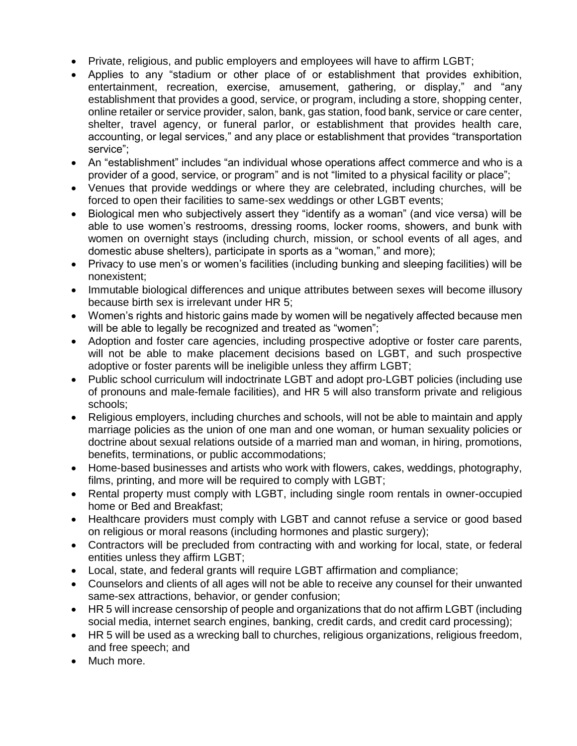- Private, religious, and public employers and employees will have to affirm LGBT;
- Applies to any "stadium or other place of or establishment that provides exhibition, entertainment, recreation, exercise, amusement, gathering, or display," and "any establishment that provides a good, service, or program, including a store, shopping center, online retailer or service provider, salon, bank, gas station, food bank, service or care center, shelter, travel agency, or funeral parlor, or establishment that provides health care, accounting, or legal services," and any place or establishment that provides "transportation service";
- An "establishment" includes "an individual whose operations affect commerce and who is a provider of a good, service, or program" and is not "limited to a physical facility or place";
- Venues that provide weddings or where they are celebrated, including churches, will be forced to open their facilities to same-sex weddings or other LGBT events;
- Biological men who subjectively assert they "identify as a woman" (and vice versa) will be able to use women's restrooms, dressing rooms, locker rooms, showers, and bunk with women on overnight stays (including church, mission, or school events of all ages, and domestic abuse shelters), participate in sports as a "woman," and more);
- Privacy to use men's or women's facilities (including bunking and sleeping facilities) will be nonexistent;
- Immutable biological differences and unique attributes between sexes will become illusory because birth sex is irrelevant under HR 5;
- Women's rights and historic gains made by women will be negatively affected because men will be able to legally be recognized and treated as "women";
- Adoption and foster care agencies, including prospective adoptive or foster care parents, will not be able to make placement decisions based on LGBT, and such prospective adoptive or foster parents will be ineligible unless they affirm LGBT;
- Public school curriculum will indoctrinate LGBT and adopt pro-LGBT policies (including use of pronouns and male-female facilities), and HR 5 will also transform private and religious schools;
- Religious employers, including churches and schools, will not be able to maintain and apply marriage policies as the union of one man and one woman, or human sexuality policies or doctrine about sexual relations outside of a married man and woman, in hiring, promotions, benefits, terminations, or public accommodations;
- Home-based businesses and artists who work with flowers, cakes, weddings, photography, films, printing, and more will be required to comply with LGBT;
- Rental property must comply with LGBT, including single room rentals in owner-occupied home or Bed and Breakfast;
- Healthcare providers must comply with LGBT and cannot refuse a service or good based on religious or moral reasons (including hormones and plastic surgery);
- Contractors will be precluded from contracting with and working for local, state, or federal entities unless they affirm LGBT;
- Local, state, and federal grants will require LGBT affirmation and compliance;
- Counselors and clients of all ages will not be able to receive any counsel for their unwanted same-sex attractions, behavior, or gender confusion;
- HR 5 will increase censorship of people and organizations that do not affirm LGBT (including social media, internet search engines, banking, credit cards, and credit card processing);
- HR 5 will be used as a wrecking ball to churches, religious organizations, religious freedom, and free speech; and
- Much more.